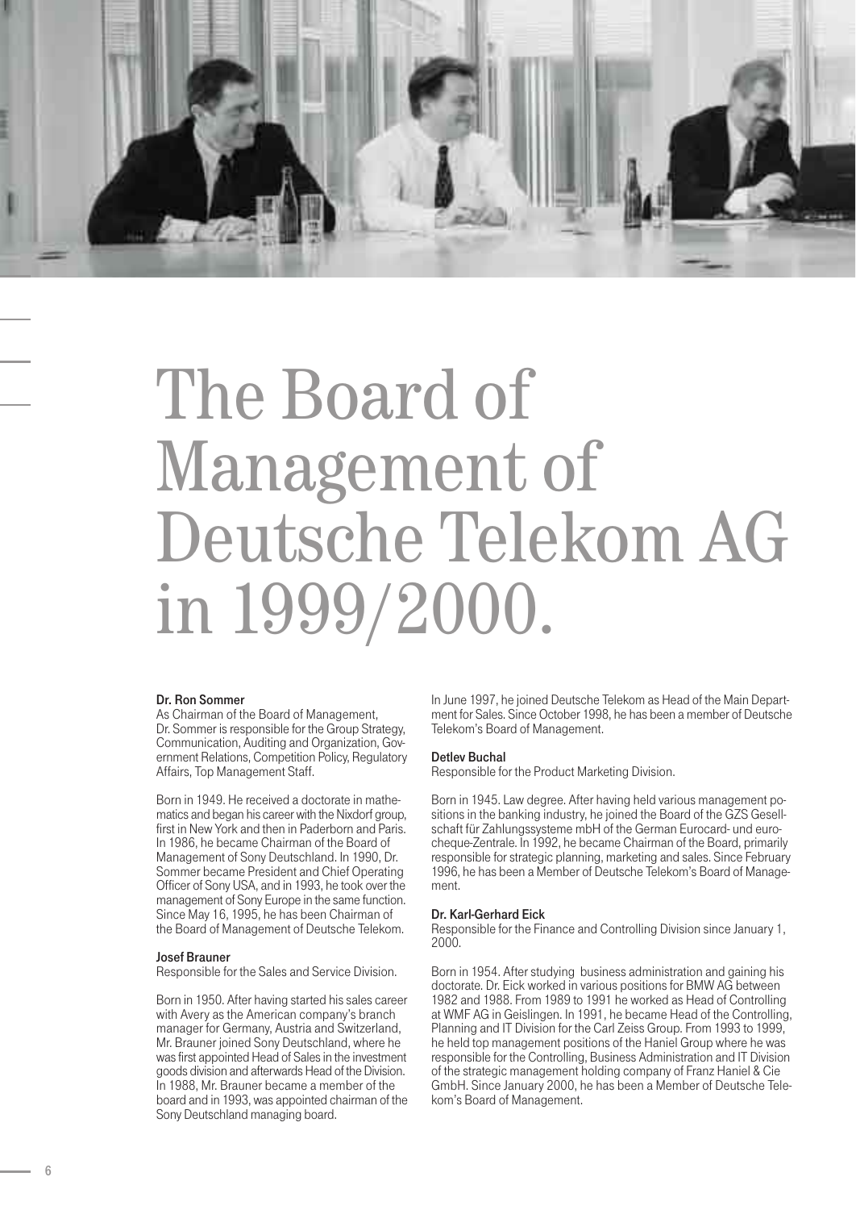# The Board of Management of Deutsche Telekom AG in 1999/2000.

**Dr. Ron Sommer**
As Chairman of the Board of Management, Dr. Sommer is responsible for the Group Strategy, Communication, Auditing and Organization, Government Relations, Competition Policy, Regulatory Affairs, Top Management Staff.

Born in 1949. He received a doctorate in mathematics and began his career with the Nixdorf group, first in New York and then in Paderborn and Paris. In 1986, he became Chairman of the Board of Management of Sony Deutschland. In 1990, Dr. Sommer became President and Chief Operating Officer of Sony USA, and in 1993, he took over the management of Sony Europe in the same function. Since May 16, 1995, he has been Chairman of the Board of Management of Deutsche Telekom.

**Josef Brauner**
Responsible for the Sales and Service Division.

Born in 1950. After having started his sales career with Avery as the American company's branch manager for Germany, Austria and Switzerland, Mr. Brauner joined Sony Deutschland, where he was first appointed Head of Sales in the investment goods division and afterwards Head of the Division. In 1988, Mr. Brauner became a member of the board and in 1993, was appointed chairman of the Sony Deutschland managing board.

In June 1997, he joined Deutsche Telekom as Head of the Main Department for Sales. Since October 1998, he has been a member of Deutsche Telekom's Board of Management.

**Detlev Buchal**
Responsible for the Product Marketing Division.

Born in 1945. Law degree. After having held various management positions in the banking industry, he joined the Board of the GZS Gesellschaft für Zahlungssysteme mbH of the German Eurocard- und eurocheque-Zentrale. In 1992, he became Chairman of the Board, primarily responsible for strategic planning, marketing and sales. Since February 1996, he has been a Member of Deutsche Telekom's Board of Management.

**Dr. Karl-Gerhard Eick**
Responsible for the Finance and Controlling Division since January 1, 2000.

Born in 1954. After studying business administration and gaining his doctorate. Dr. Eick worked in various positions for BMW AG between 1982 and 1988. From 1989 to 1991 he worked as Head of Controlling at WMF AG in Geislingen. In 1991, he became Head of the Controlling, Planning and IT Division for the Carl Zeiss Group. From 1993 to 1999, he held top management positions of the Haniel Group where he was responsible for the Controlling, Business Administration and IT Division of the strategic management holding company of Franz Haniel & Cie GmbH. Since January 2000, he has been a Member of Deutsche Telekom's Board of Management.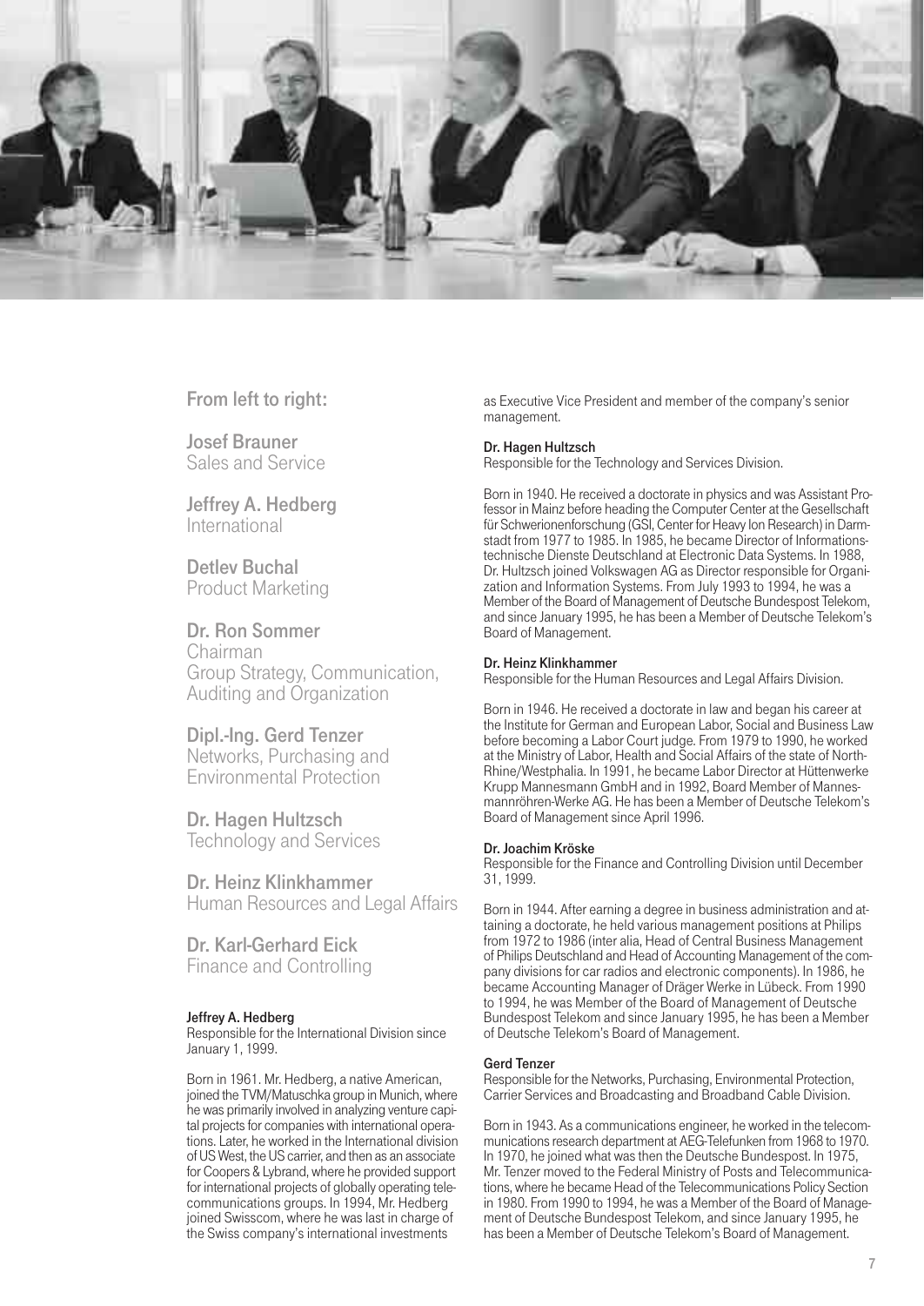From left to right:

**Josef Brauner**
Sales and Service

**Jeffrey A. Hedberg**
International

**Detlev Buchal**
Product Marketing

**Dr. Ron Sommer**
Chairman
Group Strategy, Communication, Auditing and Organization

**Dipl.-Ing. Gerd Tenzer**
Networks, Purchasing and Environmental Protection

**Dr. Hagen Hultzsch**
Technology and Services

**Dr. Heinz Klinkhammer**
Human Resources and Legal Affairs

**Dr. Karl-Gerhard Eick**
Finance and Controlling

**Jeffrey A. Hedberg**
Responsible for the International Division since January 1, 1999.

Born in 1961. Mr. Hedberg, a native American, joined the TVM/Matuschka group in Munich, where he was primarily involved in analyzing venture capital projects for companies with international operations. Later, he worked in the International division of US West, the US carrier, and then as an associate for Coopers & Lybrand, where he provided support for international projects of globally operating telecommunications groups. In 1994, Mr. Hedberg joined Swisscom, where he was last in charge of the Swiss company's international investments as Executive Vice President and member of the company's senior management.

**Dr. Hagen Hultzsch**
Responsible for the Technology and Services Division.

Born in 1940. He received a doctorate in physics and was Assistant Professor in Mainz before heading the Computer Center at the Gesellschaft für Schwerionenforschung (GSI, Center for Heavy Ion Research) in Darmstadt from 1977 to 1985. In 1985, he became Director of Informationstechnische Dienste Deutschland at Electronic Data Systems. In 1988, Dr. Hultzsch joined Volkswagen AG as Director responsible for Organization and Information Systems. From July 1993 to 1994, he was a Member of the Board of Management of Deutsche Bundespost Telekom, and since January 1995, he has been a Member of Deutsche Telekom's Board of Management.

**Dr. Heinz Klinkhammer**
Responsible for the Human Resources and Legal Affairs Division.

Born in 1946. He received a doctorate in law and began his career at the Institute for German and European Labor, Social and Business Law before becoming a Labor Court judge. From 1979 to 1990, he worked at the Ministry of Labor, Health and Social Affairs of the state of North-Rhine/Westphalia. In 1991, he became Labor Director at Hüttenwerke Krupp Mannesmann GmbH and in 1992, Board Member of Mannesmannröhren-Werke AG. He has been a Member of Deutsche Telekom's Board of Management since April 1996.

**Dr. Joachim Kröske**
Responsible for the Finance and Controlling Division until December 31, 1999.

Born in 1944. After earning a degree in business administration and attaining a doctorate, he held various management positions at Philips from 1972 to 1986 (inter alia, Head of Central Business Management of Philips Deutschland and Head of Accounting Management of the company divisions for car radios and electronic components). In 1986, he became Accounting Manager of Dräger Werke in Lübeck. From 1990 to 1994, he was Member of the Board of Management of Deutsche Bundespost Telekom and since January 1995, he has been a Member of Deutsche Telekom's Board of Management.

**Gerd Tenzer**
Responsible for the Networks, Purchasing, Environmental Protection, Carrier Services and Broadcasting and Broadband Cable Division.

Born in 1943. As a communications engineer, he worked in the telecommunications research department at AEG-Telefunken from 1968 to 1970. In 1970, he joined what was then the Deutsche Bundespost. In 1975, Mr. Tenzer moved to the Federal Ministry of Posts and Telecommunications, where he became Head of the Telecommunications Policy Section in 1980. From 1990 to 1994, he was a Member of the Board of Management of Deutsche Bundespost Telekom, and since January 1995, he has been a Member of Deutsche Telekom's Board of Management.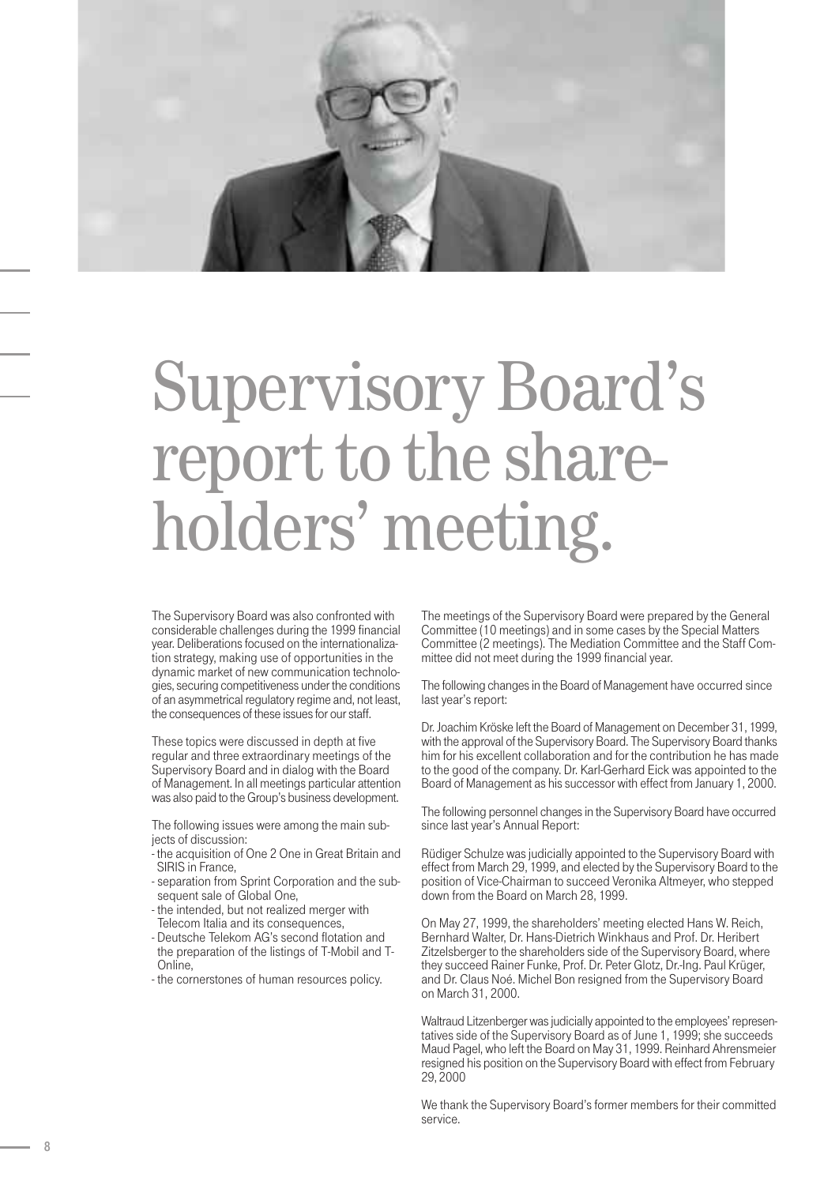# Supervisory Board's report to the shareholders' meeting.

The Supervisory Board was also confronted with considerable challenges during the 1999 financial year. Deliberations focused on the internationalization strategy, making use of opportunities in the dynamic market of new communication technologies, securing competitiveness under the conditions of an asymmetrical regulatory regime and, not least, the consequences of these issues for our staff.

These topics were discussed in depth at five regular and three extraordinary meetings of the Supervisory Board and in dialog with the Board of Management. In all meetings particular attention was also paid to the Group's business development.

The following issues were among the main subjects of discussion:

- the acquisition of One 2 One in Great Britain and SIRIS in France,
- separation from Sprint Corporation and the subsequent sale of Global One,
- the intended, but not realized merger with Telecom Italia and its consequences,
- Deutsche Telekom AG's second flotation and the preparation of the listings of T-Mobil and T-Online,
- the cornerstones of human resources policy.

The meetings of the Supervisory Board were prepared by the General Committee (10 meetings) and in some cases by the Special Matters Committee (2 meetings). The Mediation Committee and the Staff Committee did not meet during the 1999 financial year.

The following changes in the Board of Management have occurred since last year's report:

Dr. Joachim Kröske left the Board of Management on December 31, 1999, with the approval of the Supervisory Board. The Supervisory Board thanks him for his excellent collaboration and for the contribution he has made to the good of the company. Dr. Karl-Gerhard Eick was appointed to the Board of Management as his successor with effect from January 1, 2000.

The following personnel changes in the Supervisory Board have occurred since last year's Annual Report:

Rüdiger Schulze was judicially appointed to the Supervisory Board with effect from March 29, 1999, and elected by the Supervisory Board to the position of Vice-Chairman to succeed Veronika Altmeyer, who stepped down from the Board on March 28, 1999.

On May 27, 1999, the shareholders' meeting elected Hans W. Reich, Bernhard Walter, Dr. Hans-Dietrich Winkhaus and Prof. Dr. Heribert Zitzelsberger to the shareholders side of the Supervisory Board, where they succeed Rainer Funke, Prof. Dr. Peter Glotz, Dr.-Ing. Paul Krüger, and Dr. Claus Noé. Michel Bon resigned from the Supervisory Board on March 31, 2000.

Waltraud Litzenberger was judicially appointed to the employees' representatives side of the Supervisory Board as of June 1, 1999; she succeeds Maud Pagel, who left the Board on May 31, 1999. Reinhard Ahrensmeier resigned his position on the Supervisory Board with effect from February 29, 2000

We thank the Supervisory Board's former members for their committed service.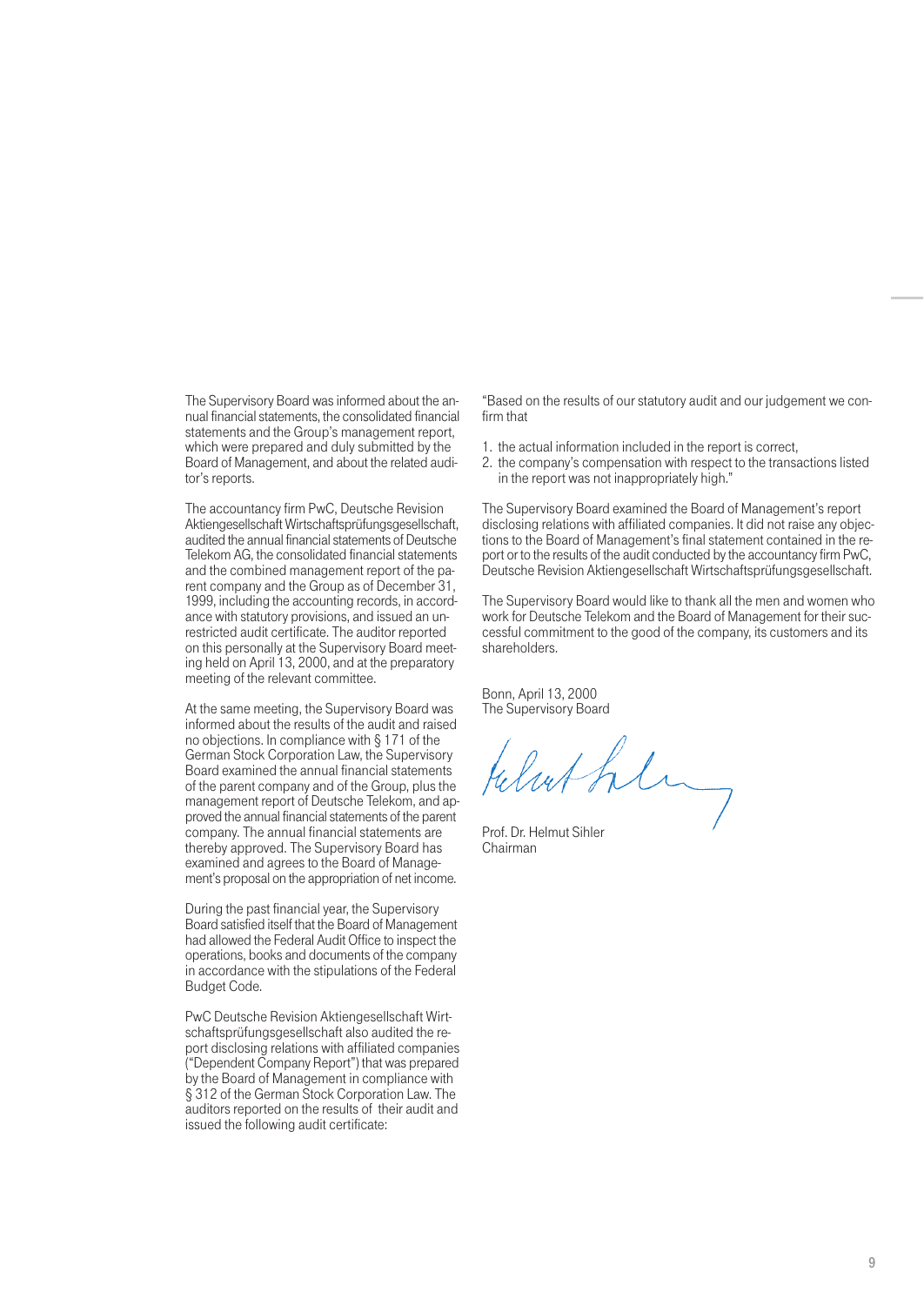The Supervisory Board was informed about the annual financial statements, the consolidated financial statements and the Group's management report, which were prepared and duly submitted by the Board of Management, and about the related auditor's reports.

The accountancy firm PwC, Deutsche Revision Aktiengesellschaft Wirtschaftsprüfungsgesellschaft, audited the annual financial statements of Deutsche Telekom AG, the consolidated financial statements and the combined management report of the parent company and the Group as of December 31, 1999, including the accounting records, in accordance with statutory provisions, and issued an unrestricted audit certificate. The auditor reported on this personally at the Supervisory Board meeting held on April 13, 2000, and at the preparatory meeting of the relevant committee.

At the same meeting, the Supervisory Board was informed about the results of the audit and raised no objections. In compliance with § 171 of the German Stock Corporation Law, the Supervisory Board examined the annual financial statements of the parent company and of the Group, plus the management report of Deutsche Telekom, and approved the annual financial statements of the parent company. The annual financial statements are thereby approved. The Supervisory Board has examined and agrees to the Board of Management's proposal on the appropriation of net income.

During the past financial year, the Supervisory Board satisfied itself that the Board of Management had allowed the Federal Audit Office to inspect the operations, books and documents of the company in accordance with the stipulations of the Federal Budget Code.

PwC Deutsche Revision Aktiengesellschaft Wirtschaftsprüfungsgesellschaft also audited the report disclosing relations with affiliated companies ("Dependent Company Report") that was prepared by the Board of Management in compliance with § 312 of the German Stock Corporation Law. The auditors reported on the results of their audit and issued the following audit certificate:

"Based on the results of our statutory audit and our judgement we confirm that

1. the actual information included in the report is correct,
2. the company's compensation with respect to the transactions listed in the report was not inappropriately high."

The Supervisory Board examined the Board of Management's report disclosing relations with affiliated companies. It did not raise any objections to the Board of Management's final statement contained in the report or to the results of the audit conducted by the accountancy firm PwC, Deutsche Revision Aktiengesellschaft Wirtschaftsprüfungsgesellschaft.

The Supervisory Board would like to thank all the men and women who work for Deutsche Telekom and the Board of Management for their successful commitment to the good of the company, its customers and its shareholders.

Bonn, April 13, 2000
The Supervisory Board

Prof. Dr. Helmut Sihler
Chairman